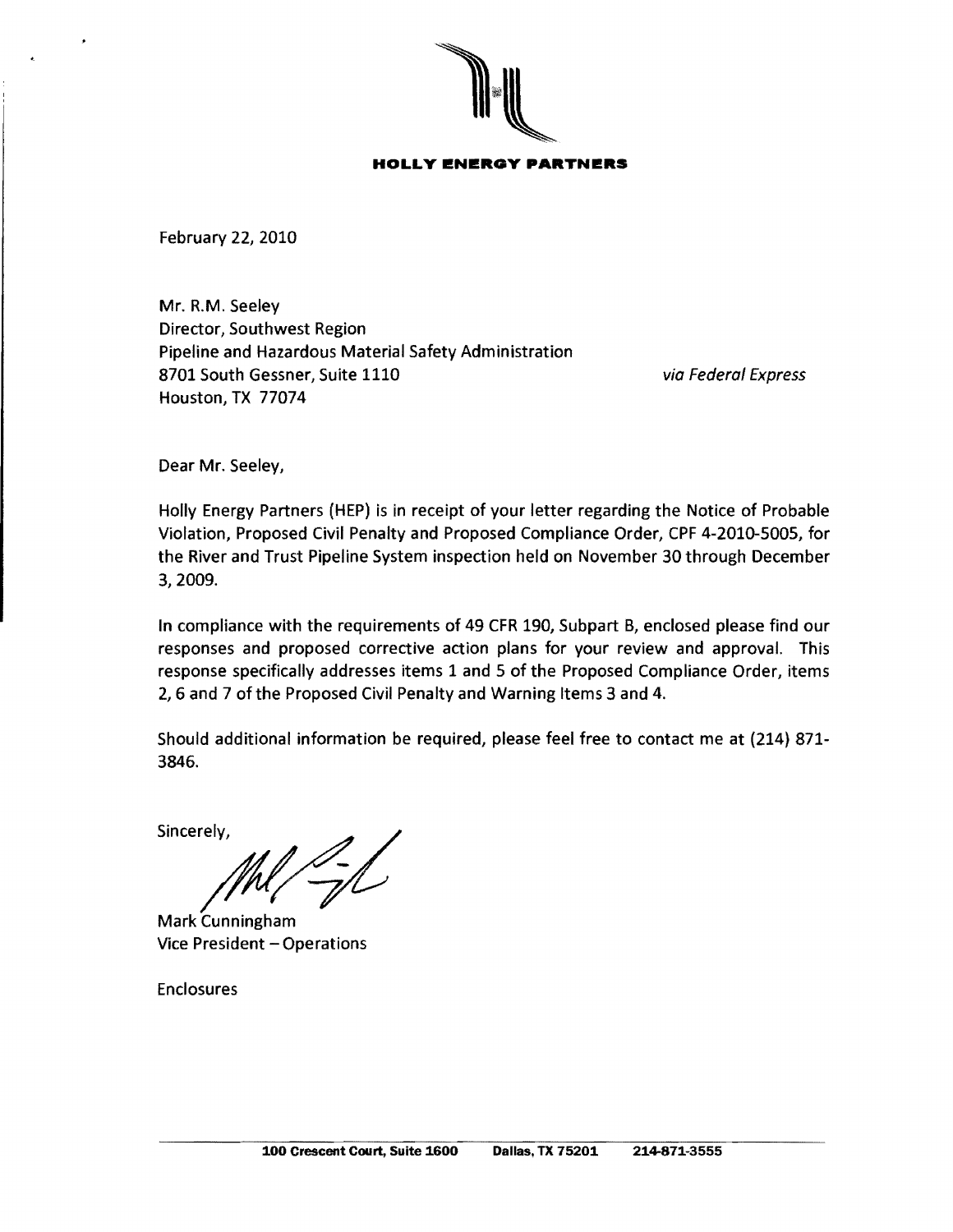**HOLLY ENERGY PARTNERS**

February 22, 2010

Mr. R.M. Seeley  
Director, Southwest Region  
Pipeline and Hazardous Material Safety Administration  
8701 South Gessner, Suite 1110  
Houston, TX 77074

*via Federal Express*

Dear Mr. Seeley,

Holly Energy Partners (HEP) is in receipt of your letter regarding the Notice of Probable Violation, Proposed Civil Penalty and Proposed Compliance Order, CPF 4-2010-5005, for the River and Trust Pipeline System inspection held on November 30 through December 3, 2009.

In compliance with the requirements of 49 CFR 190, Subpart B, enclosed please find our responses and proposed corrective action plans for your review and approval. This response specifically addresses items 1 and 5 of the Proposed Compliance Order, items 2, 6 and 7 of the Proposed Civil Penalty and Warning Items 3 and 4.

Should additional information be required, please feel free to contact me at (214) 871-3846.

Sincerely,

Mark Cunningham  
Vice President – Operations

Enclosures

100 Crescent Court, Suite 1600 Dallas, TX 75201 214-871-3555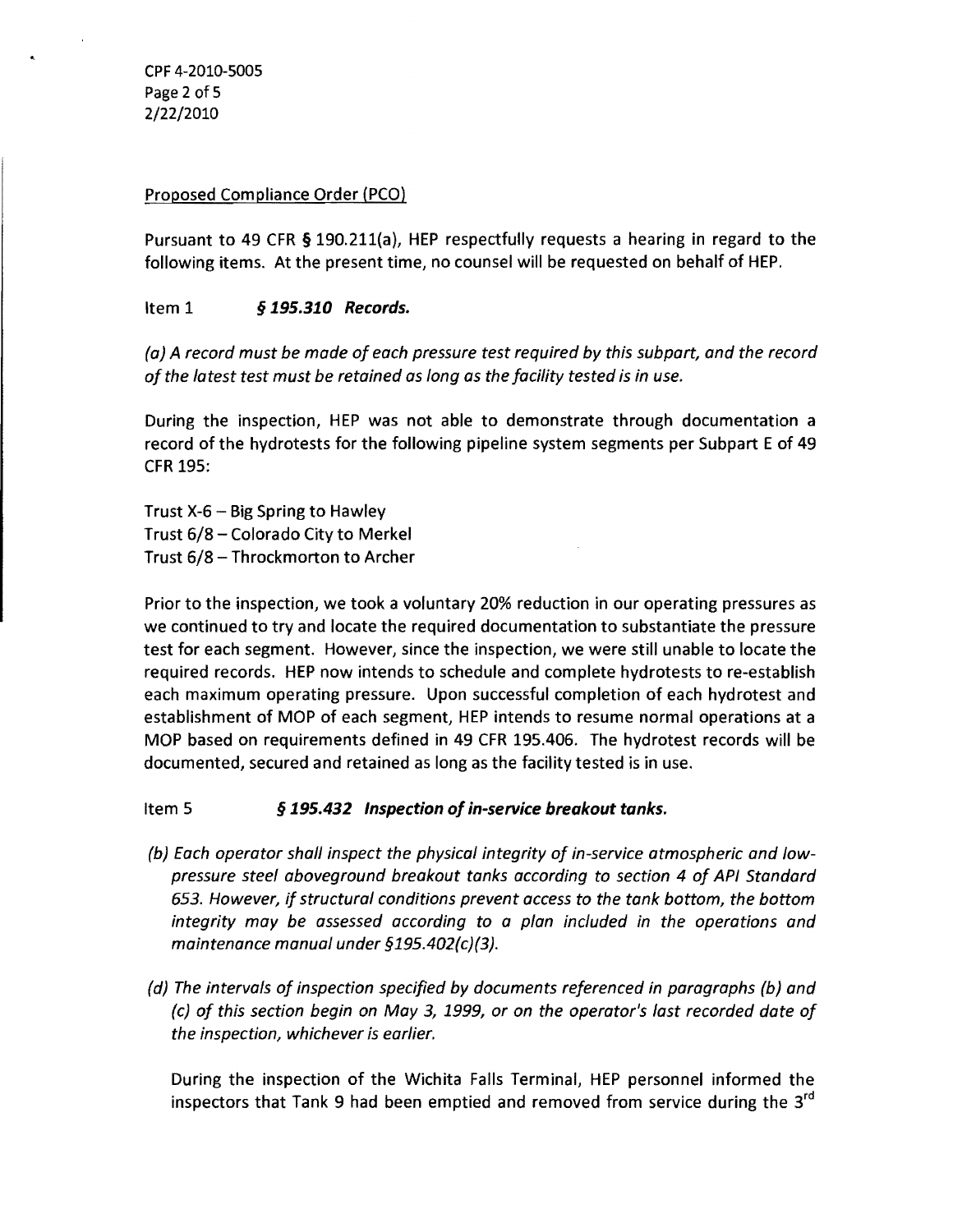Proposed Compliance Order (PCO)

Pursuant to 49 CFR § 190.211(a), HEP respectfully requests a hearing in regard to the following items. At the present time, no counsel will be requested on behalf of HEP.

Item 1 ***§ 195.310 Records.***

*(a) A record must be made of each pressure test required by this subpart, and the record of the latest test must be retained as long as the facility tested is in use.*

During the inspection, HEP was not able to demonstrate through documentation a record of the hydrotests for the following pipeline system segments per Subpart E of 49 CFR 195:

Trust X-6 – Big Spring to Hawley
Trust 6/8 – Colorado City to Merkel
Trust 6/8 – Throckmorton to Archer

Prior to the inspection, we took a voluntary 20% reduction in our operating pressures as we continued to try and locate the required documentation to substantiate the pressure test for each segment. However, since the inspection, we were still unable to locate the required records. HEP now intends to schedule and complete hydrotests to re-establish each maximum operating pressure. Upon successful completion of each hydrotest and establishment of MOP of each segment, HEP intends to resume normal operations at a MOP based on requirements defined in 49 CFR 195.406. The hydrotest records will be documented, secured and retained as long as the facility tested is in use.

Item 5 ***§ 195.432 Inspection of in-service breakout tanks.***

*(b) Each operator shall inspect the physical integrity of in-service atmospheric and low-pressure steel aboveground breakout tanks according to section 4 of API Standard 653. However, if structural conditions prevent access to the tank bottom, the bottom integrity may be assessed according to a plan included in the operations and maintenance manual under §195.402(c)(3).*

*(d) The intervals of inspection specified by documents referenced in paragraphs (b) and (c) of this section begin on May 3, 1999, or on the operator's last recorded date of the inspection, whichever is earlier.*

During the inspection of the Wichita Falls Terminal, HEP personnel informed the inspectors that Tank 9 had been emptied and removed from service during the 3rd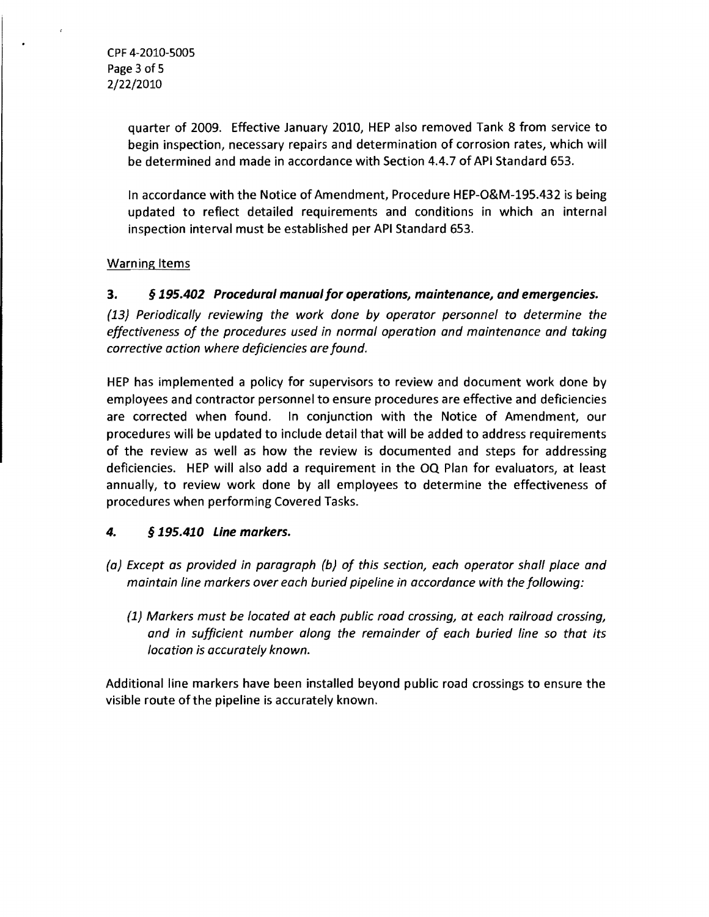quarter of 2009. Effective January 2010, HEP also removed Tank 8 from service to begin inspection, necessary repairs and determination of corrosion rates, which will be determined and made in accordance with Section 4.4.7 of API Standard 653.

In accordance with the Notice of Amendment, Procedure HEP-O&M-195.432 is being updated to reflect detailed requirements and conditions in which an internal inspection interval must be established per API Standard 653.

Warning Items

**3. *§ 195.402 Procedural manual for operations, maintenance, and emergencies.***

*(13) Periodically reviewing the work done by operator personnel to determine the effectiveness of the procedures used in normal operation and maintenance and taking corrective action where deficiencies are found.*

HEP has implemented a policy for supervisors to review and document work done by employees and contractor personnel to ensure procedures are effective and deficiencies are corrected when found. In conjunction with the Notice of Amendment, our procedures will be updated to include detail that will be added to address requirements of the review as well as how the review is documented and steps for addressing deficiencies. HEP will also add a requirement in the OQ Plan for evaluators, at least annually, to review work done by all employees to determine the effectiveness of procedures when performing Covered Tasks.

***4. § 195.410 Line markers.***

*(a) Except as provided in paragraph (b) of this section, each operator shall place and maintain line markers over each buried pipeline in accordance with the following:*

*(1) Markers must be located at each public road crossing, at each railroad crossing, and in sufficient number along the remainder of each buried line so that its location is accurately known.*

Additional line markers have been installed beyond public road crossings to ensure the visible route of the pipeline is accurately known.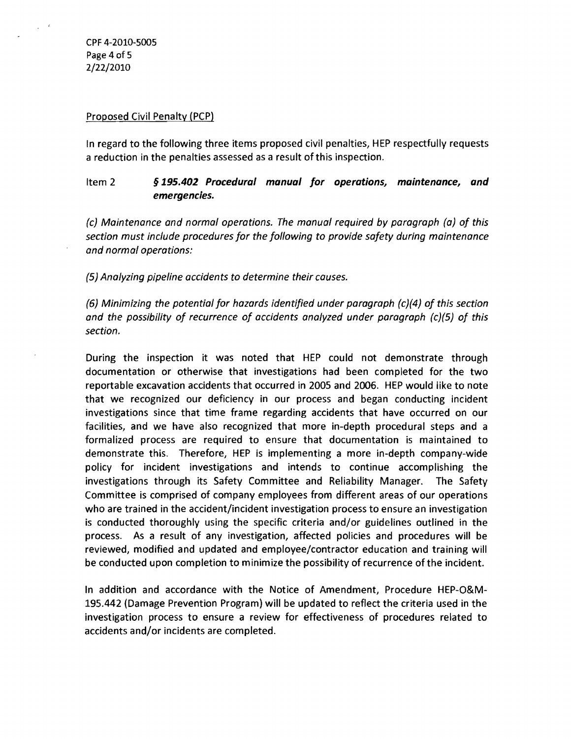Proposed Civil Penalty (PCP)

In regard to the following three items proposed civil penalties, HEP respectfully requests a reduction in the penalties assessed as a result of this inspection.

Item 2 ***§ 195.402 Procedural manual for operations, maintenance, and emergencies.***

*(c) Maintenance and normal operations. The manual required by paragraph (a) of this section must include procedures for the following to provide safety during maintenance and normal operations:*

*(5) Analyzing pipeline accidents to determine their causes.*

*(6) Minimizing the potential for hazards identified under paragraph (c)(4) of this section and the possibility of recurrence of accidents analyzed under paragraph (c)(5) of this section.*

During the inspection it was noted that HEP could not demonstrate through documentation or otherwise that investigations had been completed for the two reportable excavation accidents that occurred in 2005 and 2006. HEP would like to note that we recognized our deficiency in our process and began conducting incident investigations since that time frame regarding accidents that have occurred on our facilities, and we have also recognized that more in-depth procedural steps and a formalized process are required to ensure that documentation is maintained to demonstrate this. Therefore, HEP is implementing a more in-depth company-wide policy for incident investigations and intends to continue accomplishing the investigations through its Safety Committee and Reliability Manager. The Safety Committee is comprised of company employees from different areas of our operations who are trained in the accident/incident investigation process to ensure an investigation is conducted thoroughly using the specific criteria and/or guidelines outlined in the process. As a result of any investigation, affected policies and procedures will be reviewed, modified and updated and employee/contractor education and training will be conducted upon completion to minimize the possibility of recurrence of the incident.

In addition and accordance with the Notice of Amendment, Procedure HEP-O&M-195.442 (Damage Prevention Program) will be updated to reflect the criteria used in the investigation process to ensure a review for effectiveness of procedures related to accidents and/or incidents are completed.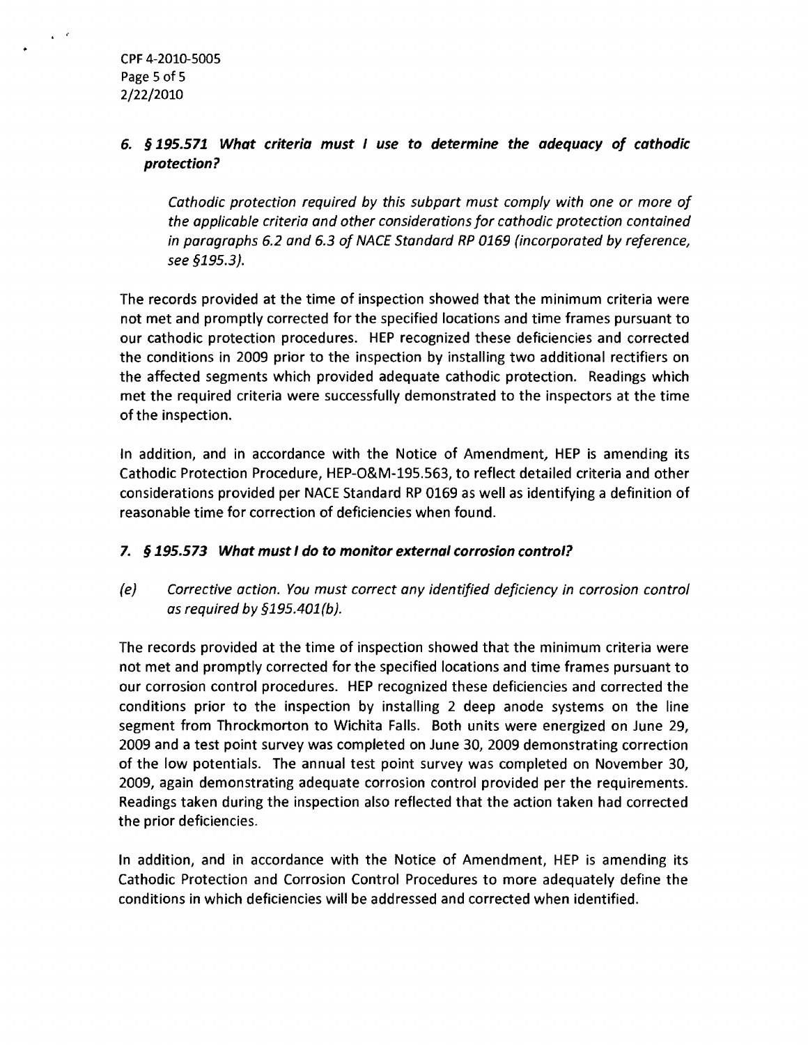***6. § 195.571 What criteria must I use to determine the adequacy of cathodic protection?***

*Cathodic protection required by this subpart must comply with one or more of the applicable criteria and other considerations for cathodic protection contained in paragraphs 6.2 and 6.3 of NACE Standard RP 0169 (incorporated by reference, see §195.3).*

The records provided at the time of inspection showed that the minimum criteria were not met and promptly corrected for the specified locations and time frames pursuant to our cathodic protection procedures. HEP recognized these deficiencies and corrected the conditions in 2009 prior to the inspection by installing two additional rectifiers on the affected segments which provided adequate cathodic protection. Readings which met the required criteria were successfully demonstrated to the inspectors at the time of the inspection.

In addition, and in accordance with the Notice of Amendment, HEP is amending its Cathodic Protection Procedure, HEP-O&M-195.563, to reflect detailed criteria and other considerations provided per NACE Standard RP 0169 as well as identifying a definition of reasonable time for correction of deficiencies when found.

***7. § 195.573 What must I do to monitor external corrosion control?***

*(e) Corrective action. You must correct any identified deficiency in corrosion control as required by §195.401(b).*

The records provided at the time of inspection showed that the minimum criteria were not met and promptly corrected for the specified locations and time frames pursuant to our corrosion control procedures. HEP recognized these deficiencies and corrected the conditions prior to the inspection by installing 2 deep anode systems on the line segment from Throckmorton to Wichita Falls. Both units were energized on June 29, 2009 and a test point survey was completed on June 30, 2009 demonstrating correction of the low potentials. The annual test point survey was completed on November 30, 2009, again demonstrating adequate corrosion control provided per the requirements. Readings taken during the inspection also reflected that the action taken had corrected the prior deficiencies.

In addition, and in accordance with the Notice of Amendment, HEP is amending its Cathodic Protection and Corrosion Control Procedures to more adequately define the conditions in which deficiencies will be addressed and corrected when identified.